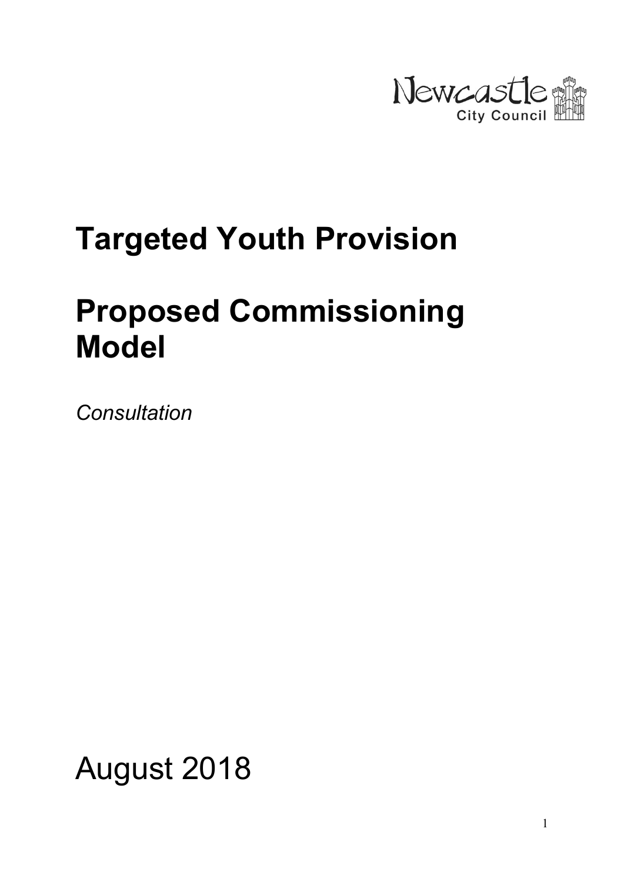Newcastle City Council

# Targeted Youth Provision

# Proposed Commissioning Model

*Consultation*

August 2018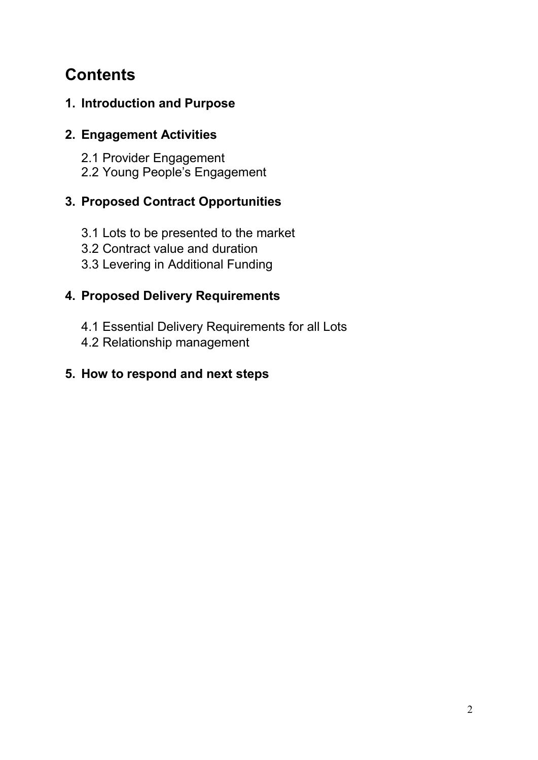# Contents

**1. Introduction and Purpose**

**2. Engagement Activities**

2.1 Provider Engagement
2.2 Young People's Engagement

**3. Proposed Contract Opportunities**

3.1 Lots to be presented to the market
3.2 Contract value and duration
3.3 Levering in Additional Funding

**4. Proposed Delivery Requirements**

4.1 Essential Delivery Requirements for all Lots
4.2 Relationship management

**5. How to respond and next steps**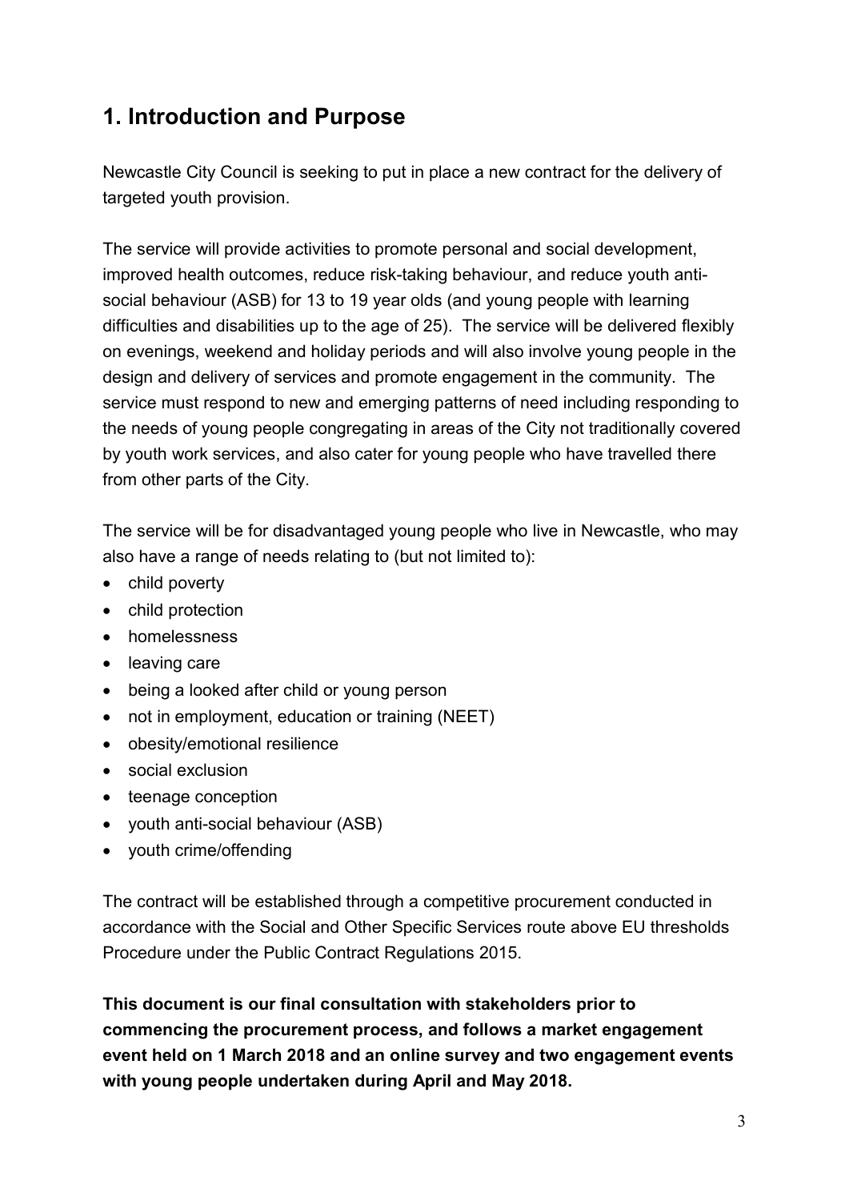## 1. Introduction and Purpose

Newcastle City Council is seeking to put in place a new contract for the delivery of targeted youth provision.

The service will provide activities to promote personal and social development, improved health outcomes, reduce risk-taking behaviour, and reduce youth anti-social behaviour (ASB) for 13 to 19 year olds (and young people with learning difficulties and disabilities up to the age of 25). The service will be delivered flexibly on evenings, weekend and holiday periods and will also involve young people in the design and delivery of services and promote engagement in the community. The service must respond to new and emerging patterns of need including responding to the needs of young people congregating in areas of the City not traditionally covered by youth work services, and also cater for young people who have travelled there from other parts of the City.

The service will be for disadvantaged young people who live in Newcastle, who may also have a range of needs relating to (but not limited to):

- child poverty
- child protection
- homelessness
- leaving care
- being a looked after child or young person
- not in employment, education or training (NEET)
- obesity/emotional resilience
- social exclusion
- teenage conception
- youth anti-social behaviour (ASB)
- youth crime/offending

The contract will be established through a competitive procurement conducted in accordance with the Social and Other Specific Services route above EU thresholds Procedure under the Public Contract Regulations 2015.

**This document is our final consultation with stakeholders prior to commencing the procurement process, and follows a market engagement event held on 1 March 2018 and an online survey and two engagement events with young people undertaken during April and May 2018.**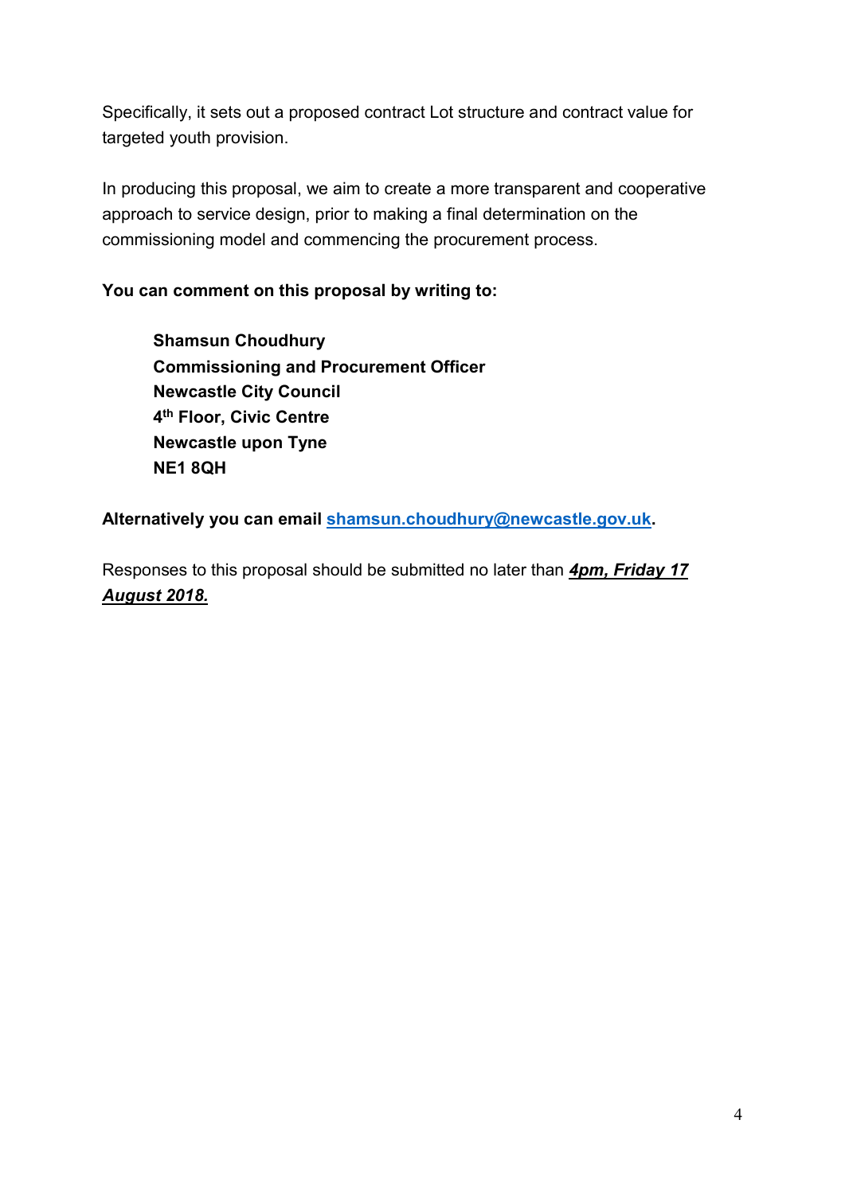Specifically, it sets out a proposed contract Lot structure and contract value for targeted youth provision.

In producing this proposal, we aim to create a more transparent and cooperative approach to service design, prior to making a final determination on the commissioning model and commencing the procurement process.

**You can comment on this proposal by writing to:**

> **Shamsun Choudhury**
> **Commissioning and Procurement Officer**
> **Newcastle City Council**
> **4th Floor, Civic Centre**
> **Newcastle upon Tyne**
> **NE1 8QH**

**Alternatively you can email [shamsun.choudhury@newcastle.gov.uk](mailto:shamsun.choudhury@newcastle.gov.uk).**

Responses to this proposal should be submitted no later than ***4pm, Friday 17 August 2018.***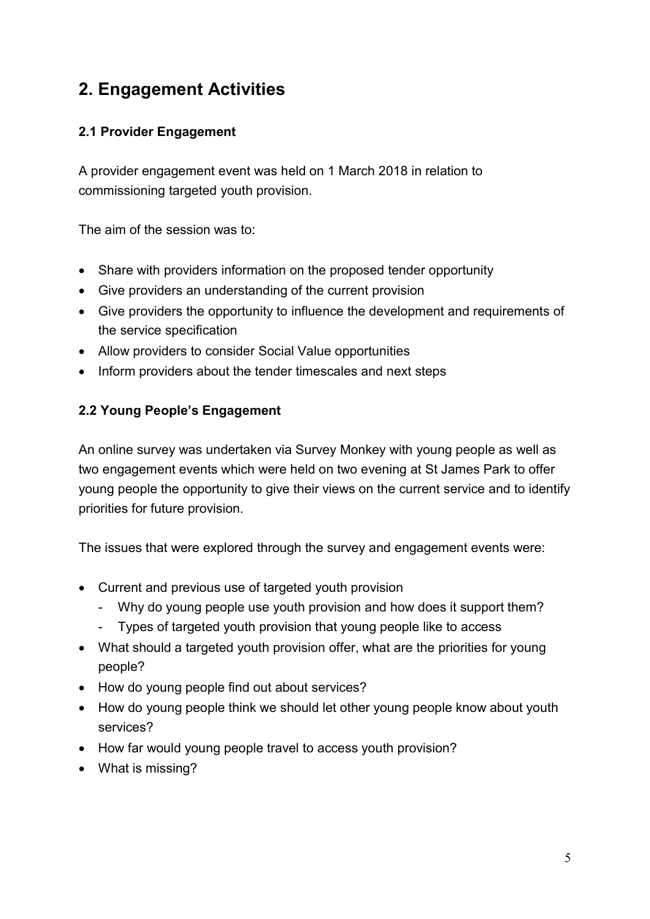## 2. Engagement Activities

### 2.1 Provider Engagement

A provider engagement event was held on 1 March 2018 in relation to commissioning targeted youth provision.

The aim of the session was to:

- Share with providers information on the proposed tender opportunity
- Give providers an understanding of the current provision
- Give providers the opportunity to influence the development and requirements of the service specification
- Allow providers to consider Social Value opportunities
- Inform providers about the tender timescales and next steps

### 2.2 Young People's Engagement

An online survey was undertaken via Survey Monkey with young people as well as two engagement events which were held on two evening at St James Park to offer young people the opportunity to give their views on the current service and to identify priorities for future provision.

The issues that were explored through the survey and engagement events were:

- Current and previous use of targeted youth provision
  - Why do young people use youth provision and how does it support them?
  - Types of targeted youth provision that young people like to access
- What should a targeted youth provision offer, what are the priorities for young people?
- How do young people find out about services?
- How do young people think we should let other young people know about youth services?
- How far would young people travel to access youth provision?
- What is missing?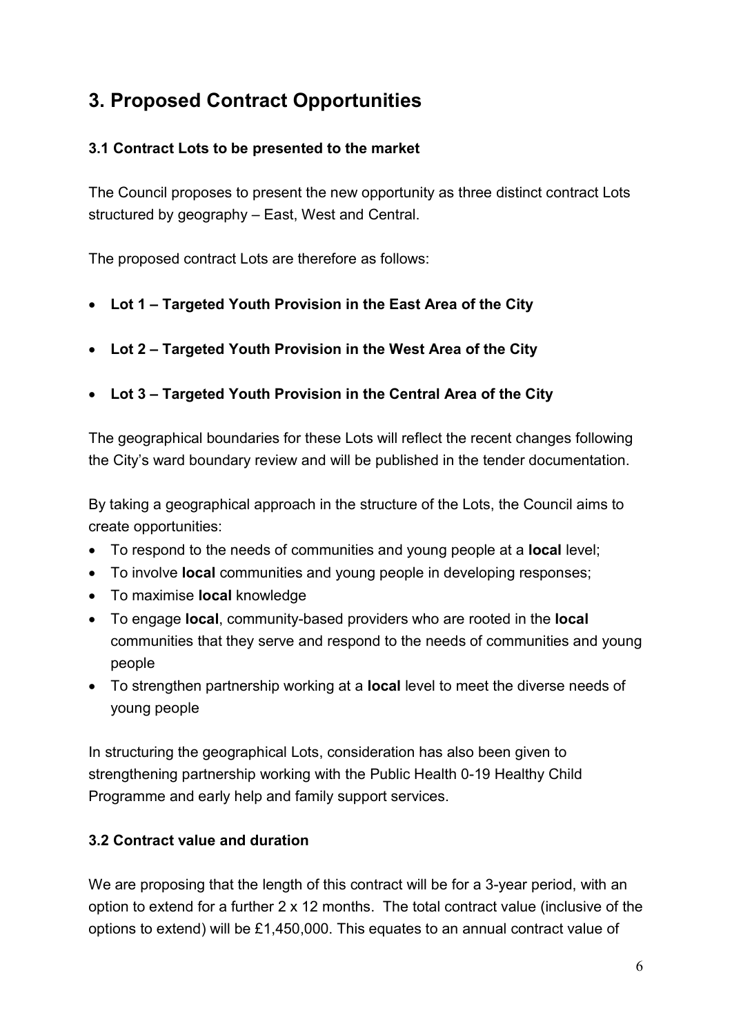# 3. Proposed Contract Opportunities

### 3.1 Contract Lots to be presented to the market

The Council proposes to present the new opportunity as three distinct contract Lots structured by geography – East, West and Central.

The proposed contract Lots are therefore as follows:

- **Lot 1 – Targeted Youth Provision in the East Area of the City**
- **Lot 2 – Targeted Youth Provision in the West Area of the City**
- **Lot 3 – Targeted Youth Provision in the Central Area of the City**

The geographical boundaries for these Lots will reflect the recent changes following the City's ward boundary review and will be published in the tender documentation.

By taking a geographical approach in the structure of the Lots, the Council aims to create opportunities:

- To respond to the needs of communities and young people at a **local** level;
- To involve **local** communities and young people in developing responses;
- To maximise **local** knowledge
- To engage **local**, community-based providers who are rooted in the **local** communities that they serve and respond to the needs of communities and young people
- To strengthen partnership working at a **local** level to meet the diverse needs of young people

In structuring the geographical Lots, consideration has also been given to strengthening partnership working with the Public Health 0-19 Healthy Child Programme and early help and family support services.

### 3.2 Contract value and duration

We are proposing that the length of this contract will be for a 3-year period, with an option to extend for a further 2 x 12 months. The total contract value (inclusive of the options to extend) will be £1,450,000. This equates to an annual contract value of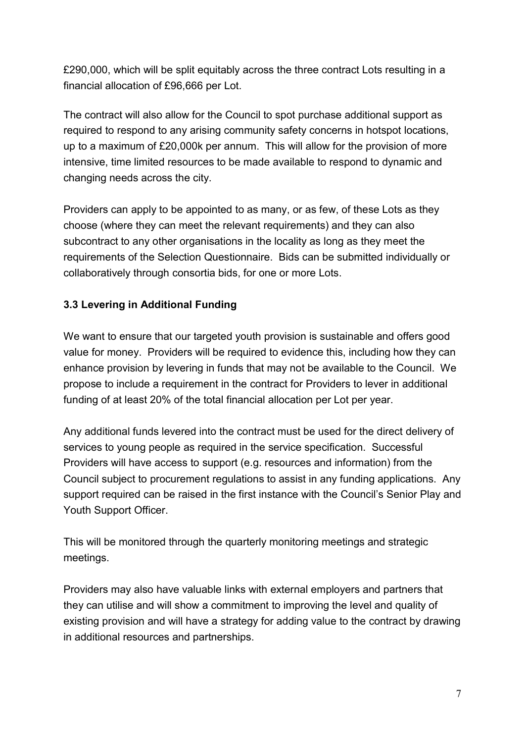£290,000, which will be split equitably across the three contract Lots resulting in a financial allocation of £96,666 per Lot.

The contract will also allow for the Council to spot purchase additional support as required to respond to any arising community safety concerns in hotspot locations, up to a maximum of £20,000k per annum. This will allow for the provision of more intensive, time limited resources to be made available to respond to dynamic and changing needs across the city.

Providers can apply to be appointed to as many, or as few, of these Lots as they choose (where they can meet the relevant requirements) and they can also subcontract to any other organisations in the locality as long as they meet the requirements of the Selection Questionnaire. Bids can be submitted individually or collaboratively through consortia bids, for one or more Lots.

### 3.3 Levering in Additional Funding

We want to ensure that our targeted youth provision is sustainable and offers good value for money. Providers will be required to evidence this, including how they can enhance provision by levering in funds that may not be available to the Council. We propose to include a requirement in the contract for Providers to lever in additional funding of at least 20% of the total financial allocation per Lot per year.

Any additional funds levered into the contract must be used for the direct delivery of services to young people as required in the service specification. Successful Providers will have access to support (e.g. resources and information) from the Council subject to procurement regulations to assist in any funding applications. Any support required can be raised in the first instance with the Council's Senior Play and Youth Support Officer.

This will be monitored through the quarterly monitoring meetings and strategic meetings.

Providers may also have valuable links with external employers and partners that they can utilise and will show a commitment to improving the level and quality of existing provision and will have a strategy for adding value to the contract by drawing in additional resources and partnerships.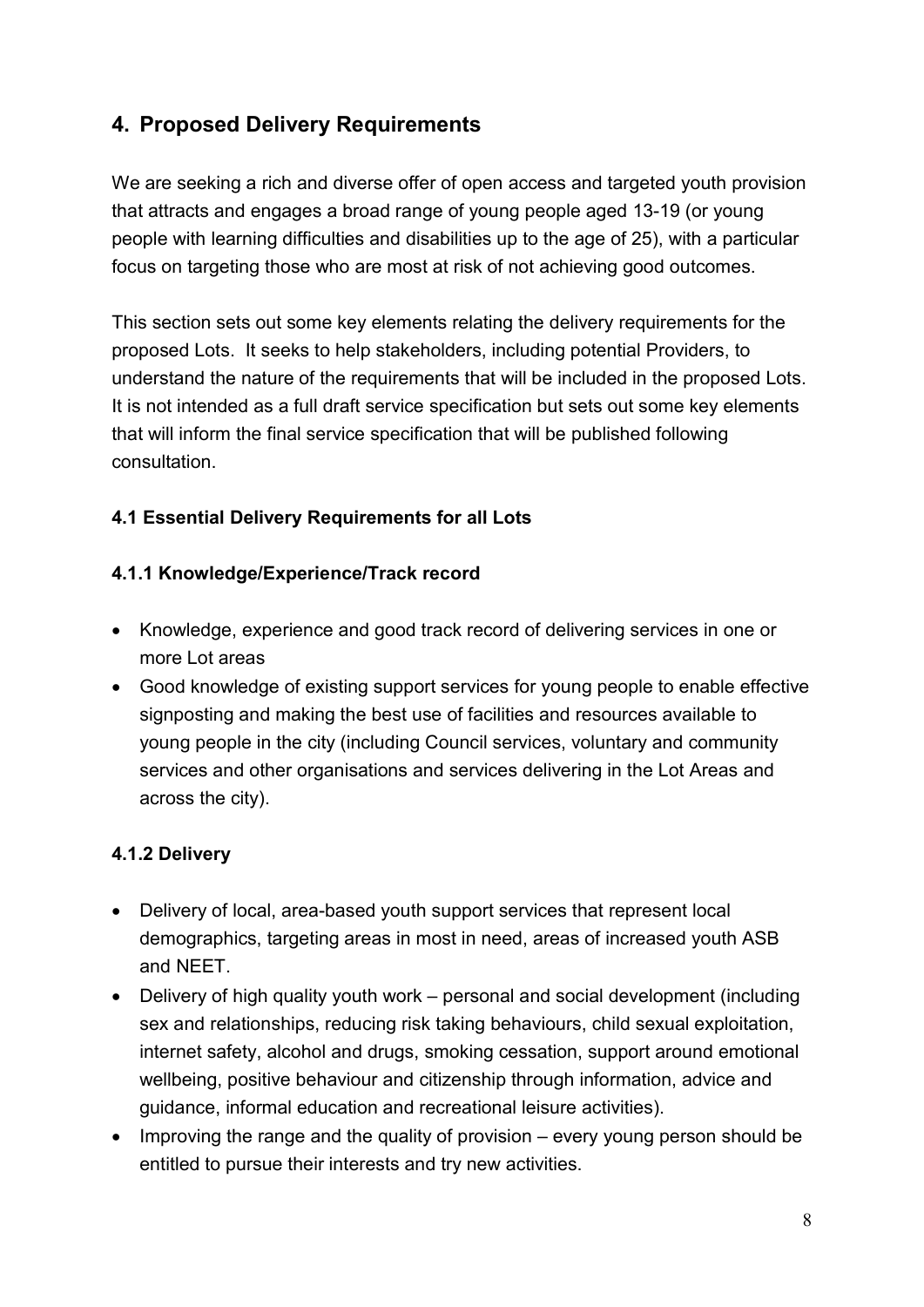## 4. Proposed Delivery Requirements

We are seeking a rich and diverse offer of open access and targeted youth provision that attracts and engages a broad range of young people aged 13-19 (or young people with learning difficulties and disabilities up to the age of 25), with a particular focus on targeting those who are most at risk of not achieving good outcomes.

This section sets out some key elements relating the delivery requirements for the proposed Lots. It seeks to help stakeholders, including potential Providers, to understand the nature of the requirements that will be included in the proposed Lots. It is not intended as a full draft service specification but sets out some key elements that will inform the final service specification that will be published following consultation.

### 4.1 Essential Delivery Requirements for all Lots

#### 4.1.1 Knowledge/Experience/Track record

- Knowledge, experience and good track record of delivering services in one or more Lot areas
- Good knowledge of existing support services for young people to enable effective signposting and making the best use of facilities and resources available to young people in the city (including Council services, voluntary and community services and other organisations and services delivering in the Lot Areas and across the city).

#### 4.1.2 Delivery

- Delivery of local, area-based youth support services that represent local demographics, targeting areas in most in need, areas of increased youth ASB and NEET.
- Delivery of high quality youth work – personal and social development (including sex and relationships, reducing risk taking behaviours, child sexual exploitation, internet safety, alcohol and drugs, smoking cessation, support around emotional wellbeing, positive behaviour and citizenship through information, advice and guidance, informal education and recreational leisure activities).
- Improving the range and the quality of provision – every young person should be entitled to pursue their interests and try new activities.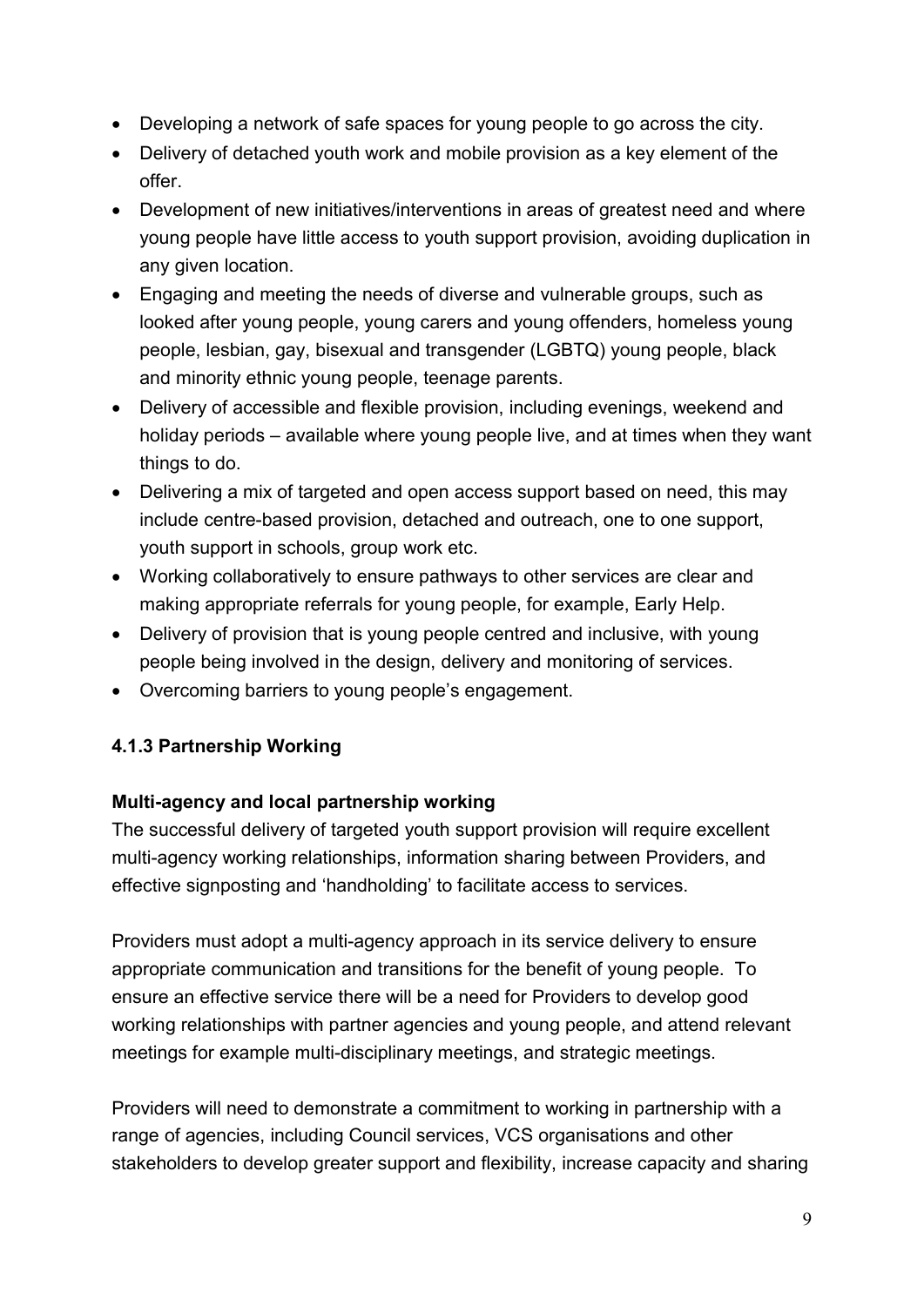- Developing a network of safe spaces for young people to go across the city.
- Delivery of detached youth work and mobile provision as a key element of the offer.
- Development of new initiatives/interventions in areas of greatest need and where young people have little access to youth support provision, avoiding duplication in any given location.
- Engaging and meeting the needs of diverse and vulnerable groups, such as looked after young people, young carers and young offenders, homeless young people, lesbian, gay, bisexual and transgender (LGBTQ) young people, black and minority ethnic young people, teenage parents.
- Delivery of accessible and flexible provision, including evenings, weekend and holiday periods – available where young people live, and at times when they want things to do.
- Delivering a mix of targeted and open access support based on need, this may include centre-based provision, detached and outreach, one to one support, youth support in schools, group work etc.
- Working collaboratively to ensure pathways to other services are clear and making appropriate referrals for young people, for example, Early Help.
- Delivery of provision that is young people centred and inclusive, with young people being involved in the design, delivery and monitoring of services.
- Overcoming barriers to young people's engagement.

### 4.1.3 Partnership Working

**Multi-agency and local partnership working**

The successful delivery of targeted youth support provision will require excellent multi-agency working relationships, information sharing between Providers, and effective signposting and 'handholding' to facilitate access to services.

Providers must adopt a multi-agency approach in its service delivery to ensure appropriate communication and transitions for the benefit of young people. To ensure an effective service there will be a need for Providers to develop good working relationships with partner agencies and young people, and attend relevant meetings for example multi-disciplinary meetings, and strategic meetings.

Providers will need to demonstrate a commitment to working in partnership with a range of agencies, including Council services, VCS organisations and other stakeholders to develop greater support and flexibility, increase capacity and sharing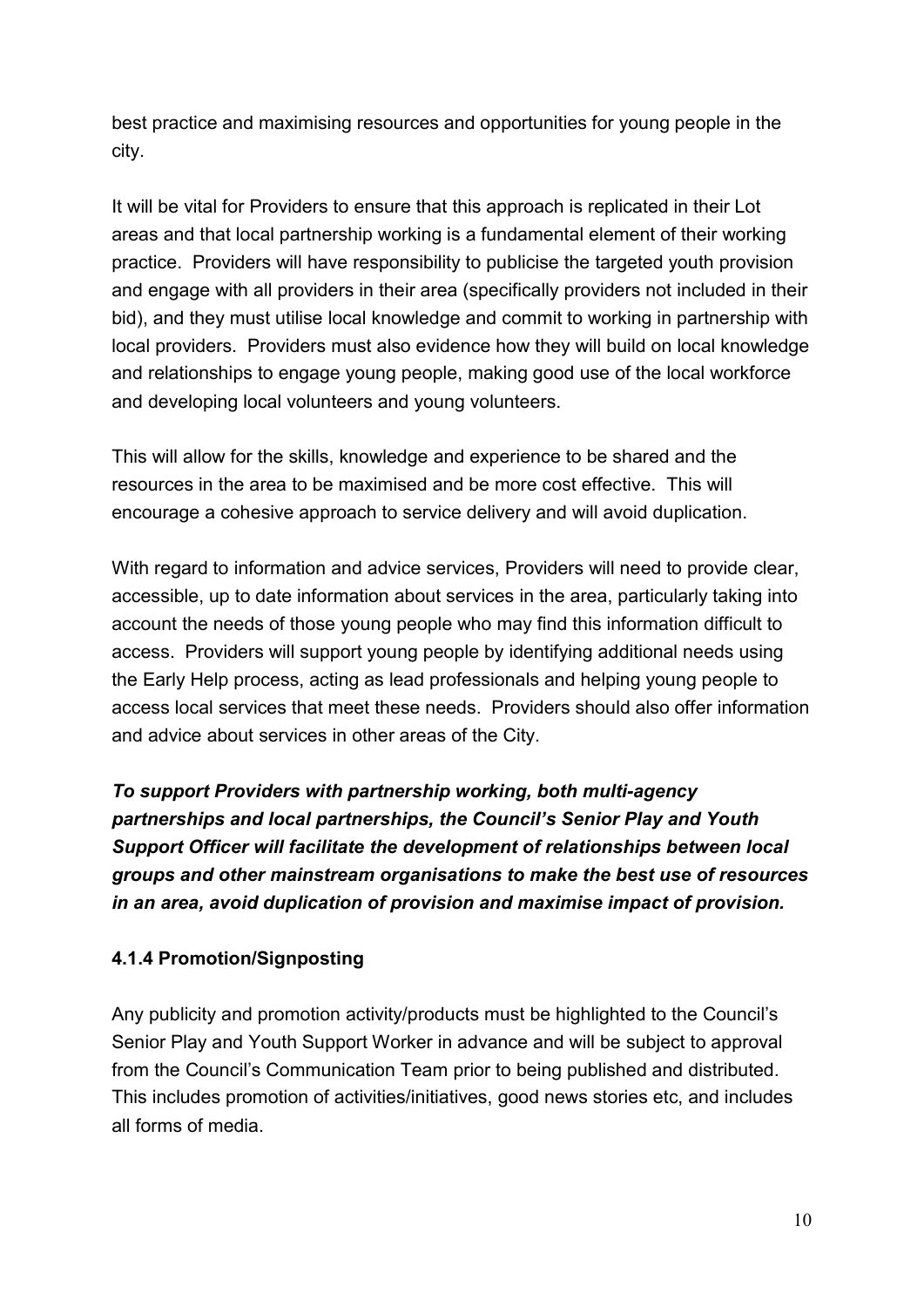best practice and maximising resources and opportunities for young people in the city.

It will be vital for Providers to ensure that this approach is replicated in their Lot areas and that local partnership working is a fundamental element of their working practice. Providers will have responsibility to publicise the targeted youth provision and engage with all providers in their area (specifically providers not included in their bid), and they must utilise local knowledge and commit to working in partnership with local providers. Providers must also evidence how they will build on local knowledge and relationships to engage young people, making good use of the local workforce and developing local volunteers and young volunteers.

This will allow for the skills, knowledge and experience to be shared and the resources in the area to be maximised and be more cost effective. This will encourage a cohesive approach to service delivery and will avoid duplication.

With regard to information and advice services, Providers will need to provide clear, accessible, up to date information about services in the area, particularly taking into account the needs of those young people who may find this information difficult to access. Providers will support young people by identifying additional needs using the Early Help process, acting as lead professionals and helping young people to access local services that meet these needs. Providers should also offer information and advice about services in other areas of the City.

***To support Providers with partnership working, both multi-agency partnerships and local partnerships, the Council's Senior Play and Youth Support Officer will facilitate the development of relationships between local groups and other mainstream organisations to make the best use of resources in an area, avoid duplication of provision and maximise impact of provision.***

#### 4.1.4 Promotion/Signposting

Any publicity and promotion activity/products must be highlighted to the Council's Senior Play and Youth Support Worker in advance and will be subject to approval from the Council's Communication Team prior to being published and distributed. This includes promotion of activities/initiatives, good news stories etc, and includes all forms of media.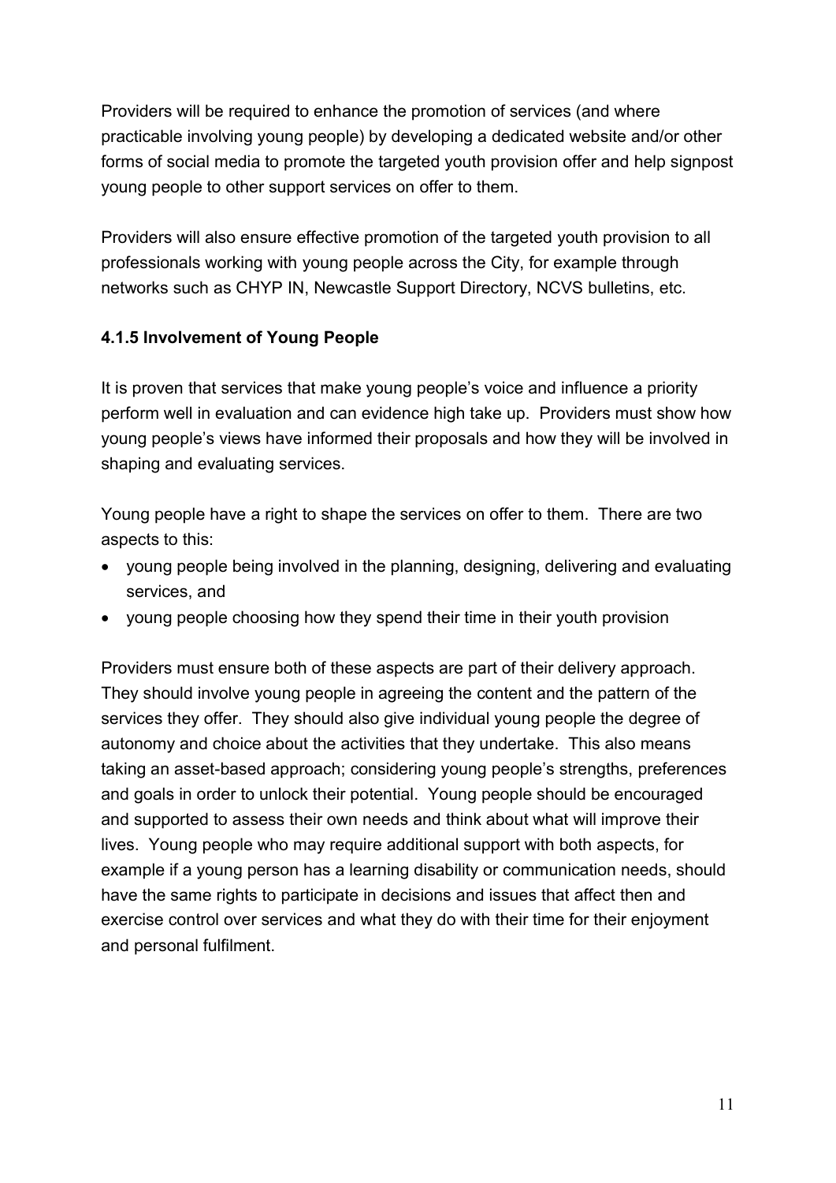Providers will be required to enhance the promotion of services (and where practicable involving young people) by developing a dedicated website and/or other forms of social media to promote the targeted youth provision offer and help signpost young people to other support services on offer to them.

Providers will also ensure effective promotion of the targeted youth provision to all professionals working with young people across the City, for example through networks such as CHYP IN, Newcastle Support Directory, NCVS bulletins, etc.

#### 4.1.5 Involvement of Young People

It is proven that services that make young people's voice and influence a priority perform well in evaluation and can evidence high take up. Providers must show how young people's views have informed their proposals and how they will be involved in shaping and evaluating services.

Young people have a right to shape the services on offer to them. There are two aspects to this:

- young people being involved in the planning, designing, delivering and evaluating services, and
- young people choosing how they spend their time in their youth provision

Providers must ensure both of these aspects are part of their delivery approach. They should involve young people in agreeing the content and the pattern of the services they offer. They should also give individual young people the degree of autonomy and choice about the activities that they undertake. This also means taking an asset-based approach; considering young people's strengths, preferences and goals in order to unlock their potential. Young people should be encouraged and supported to assess their own needs and think about what will improve their lives. Young people who may require additional support with both aspects, for example if a young person has a learning disability or communication needs, should have the same rights to participate in decisions and issues that affect then and exercise control over services and what they do with their time for their enjoyment and personal fulfilment.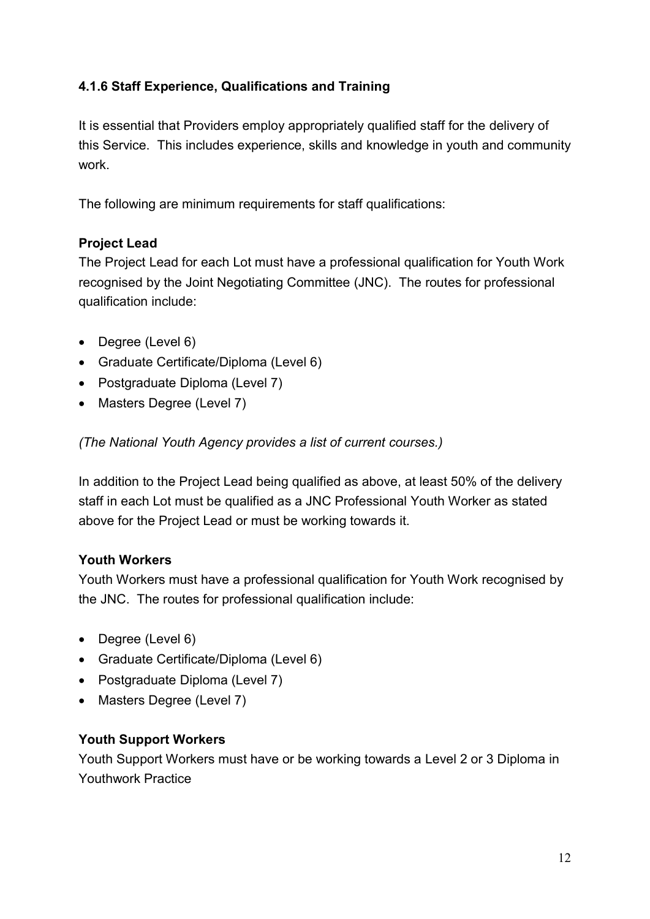### 4.1.6 Staff Experience, Qualifications and Training

It is essential that Providers employ appropriately qualified staff for the delivery of this Service. This includes experience, skills and knowledge in youth and community work.

The following are minimum requirements for staff qualifications:

**Project Lead**
The Project Lead for each Lot must have a professional qualification for Youth Work recognised by the Joint Negotiating Committee (JNC). The routes for professional qualification include:

- Degree (Level 6)
- Graduate Certificate/Diploma (Level 6)
- Postgraduate Diploma (Level 7)
- Masters Degree (Level 7)

*(The National Youth Agency provides a list of current courses.)*

In addition to the Project Lead being qualified as above, at least 50% of the delivery staff in each Lot must be qualified as a JNC Professional Youth Worker as stated above for the Project Lead or must be working towards it.

**Youth Workers**
Youth Workers must have a professional qualification for Youth Work recognised by the JNC. The routes for professional qualification include:

- Degree (Level 6)
- Graduate Certificate/Diploma (Level 6)
- Postgraduate Diploma (Level 7)
- Masters Degree (Level 7)

**Youth Support Workers**
Youth Support Workers must have or be working towards a Level 2 or 3 Diploma in Youthwork Practice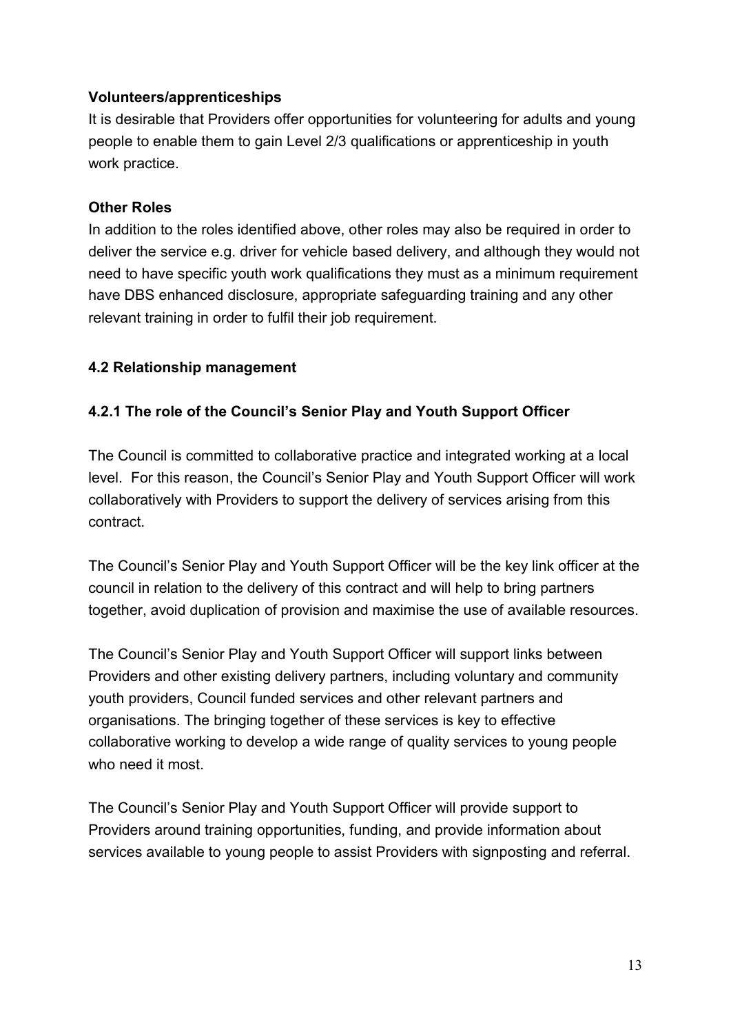**Volunteers/apprenticeships**

It is desirable that Providers offer opportunities for volunteering for adults and young people to enable them to gain Level 2/3 qualifications or apprenticeship in youth work practice.

**Other Roles**

In addition to the roles identified above, other roles may also be required in order to deliver the service e.g. driver for vehicle based delivery, and although they would not need to have specific youth work qualifications they must as a minimum requirement have DBS enhanced disclosure, appropriate safeguarding training and any other relevant training in order to fulfil their job requirement.

### 4.2 Relationship management

#### 4.2.1 The role of the Council's Senior Play and Youth Support Officer

The Council is committed to collaborative practice and integrated working at a local level. For this reason, the Council's Senior Play and Youth Support Officer will work collaboratively with Providers to support the delivery of services arising from this contract.

The Council's Senior Play and Youth Support Officer will be the key link officer at the council in relation to the delivery of this contract and will help to bring partners together, avoid duplication of provision and maximise the use of available resources.

The Council's Senior Play and Youth Support Officer will support links between Providers and other existing delivery partners, including voluntary and community youth providers, Council funded services and other relevant partners and organisations. The bringing together of these services is key to effective collaborative working to develop a wide range of quality services to young people who need it most.

The Council's Senior Play and Youth Support Officer will provide support to Providers around training opportunities, funding, and provide information about services available to young people to assist Providers with signposting and referral.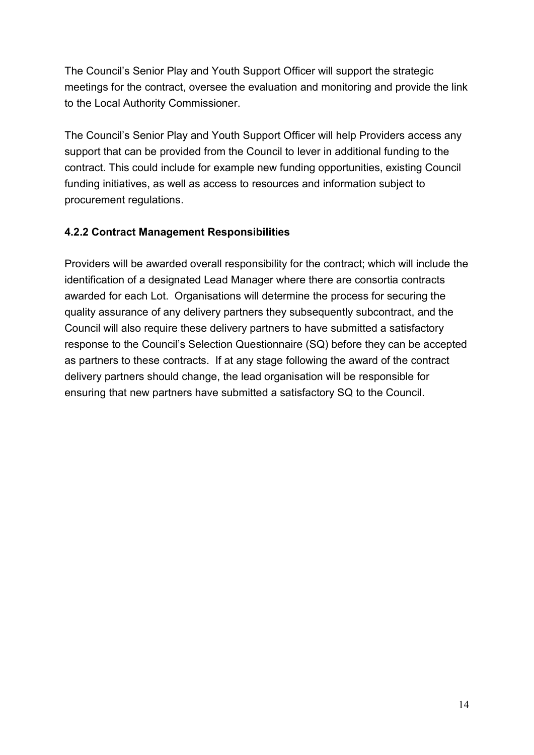The Council's Senior Play and Youth Support Officer will support the strategic meetings for the contract, oversee the evaluation and monitoring and provide the link to the Local Authority Commissioner.

The Council's Senior Play and Youth Support Officer will help Providers access any support that can be provided from the Council to lever in additional funding to the contract. This could include for example new funding opportunities, existing Council funding initiatives, as well as access to resources and information subject to procurement regulations.

### 4.2.2 Contract Management Responsibilities

Providers will be awarded overall responsibility for the contract; which will include the identification of a designated Lead Manager where there are consortia contracts awarded for each Lot. Organisations will determine the process for securing the quality assurance of any delivery partners they subsequently subcontract, and the Council will also require these delivery partners to have submitted a satisfactory response to the Council's Selection Questionnaire (SQ) before they can be accepted as partners to these contracts. If at any stage following the award of the contract delivery partners should change, the lead organisation will be responsible for ensuring that new partners have submitted a satisfactory SQ to the Council.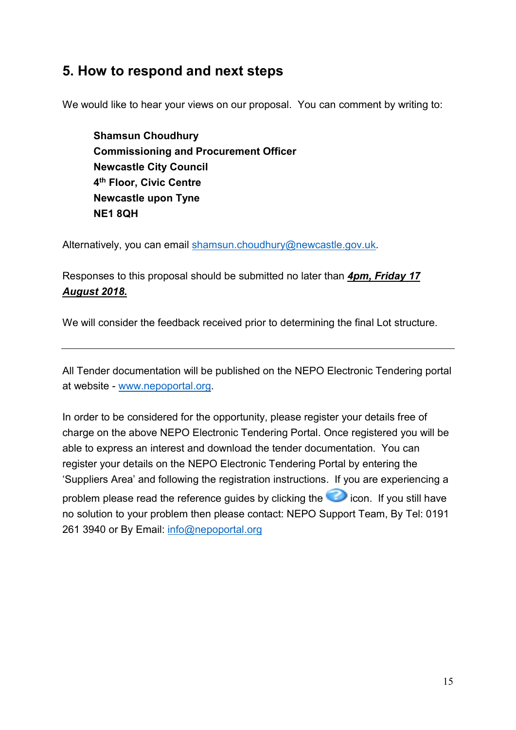## 5. How to respond and next steps

We would like to hear your views on our proposal. You can comment by writing to:

**Shamsun Choudhury**
**Commissioning and Procurement Officer**
**Newcastle City Council**
**4th Floor, Civic Centre**
**Newcastle upon Tyne**
**NE1 8QH**

Alternatively, you can email shamsun.choudhury@newcastle.gov.uk.

Responses to this proposal should be submitted no later than ***4pm, Friday 17 August 2018.***

We will consider the feedback received prior to determining the final Lot structure.

---

All Tender documentation will be published on the NEPO Electronic Tendering portal at website - www.nepoportal.org.

In order to be considered for the opportunity, please register your details free of charge on the above NEPO Electronic Tendering Portal. Once registered you will be able to express an interest and download the tender documentation. You can register your details on the NEPO Electronic Tendering Portal by entering the 'Suppliers Area' and following the registration instructions. If you are experiencing a problem please read the reference guides by clicking the ? icon. If you still have no solution to your problem then please contact: NEPO Support Team, By Tel: 0191 261 3940 or By Email: info@nepoportal.org